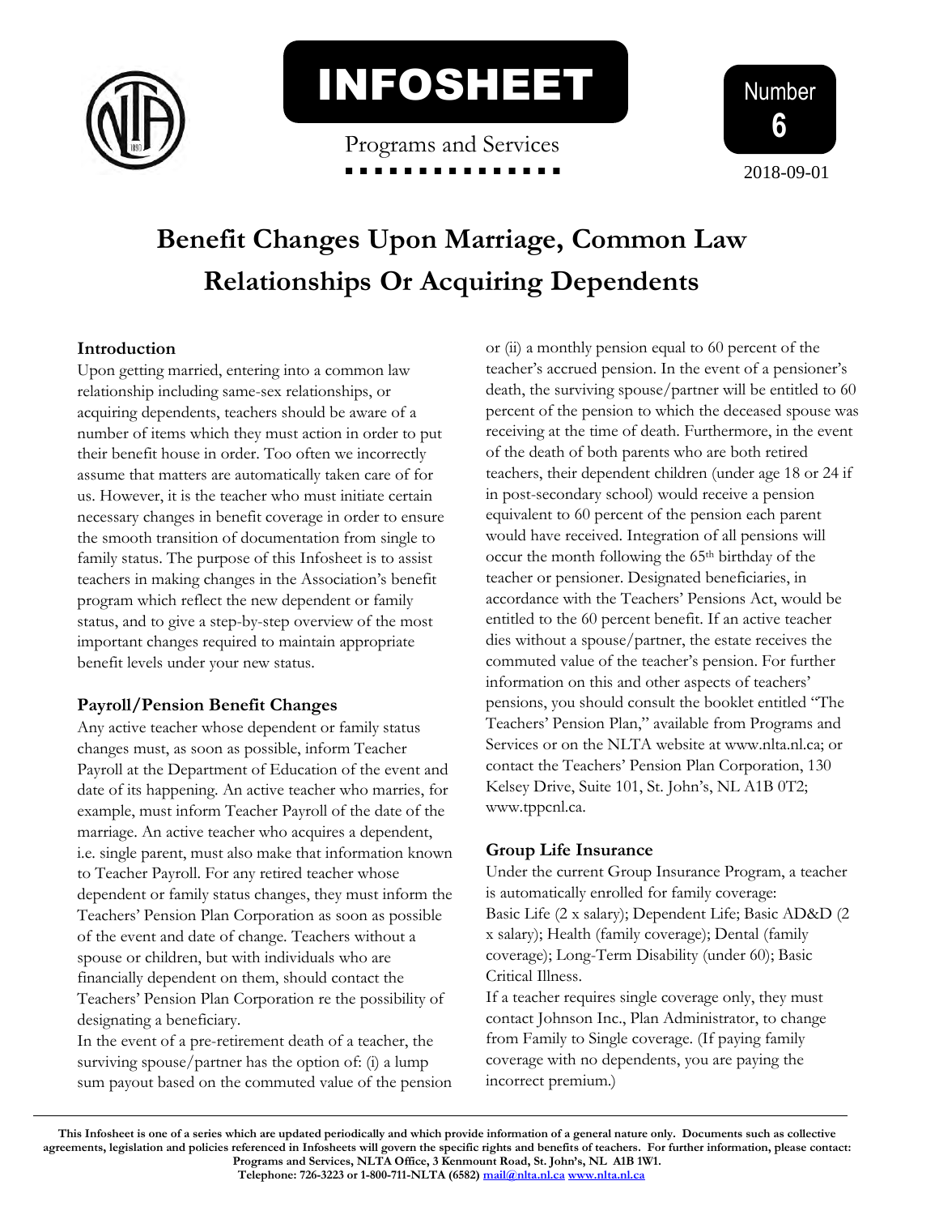# INFOSHEET

Programs and Services

Number **6**

2018-09-01

# Benefit Changes Upon Marriage, Common Law Relationships Or Acquiring Dependents

## Introduction

Upon getting married, entering into a common law relationship including same-sex relationships, or acquiring dependents, teachers should be aware of a number of items which they must action in order to put their benefit house in order. Too often we incorrectly assume that matters are automatically taken care of for us. However, it is the teacher who must initiate certain necessary changes in benefit coverage in order to ensure the smooth transition of documentation from single to family status. The purpose of this Infosheet is to assist teachers in making changes in the Association's benefit program which reflect the new dependent or family status, and to give a step-by-step overview of the most important changes required to maintain appropriate benefit levels under your new status.

## Payroll/Pension Benefit Changes

Any active teacher whose dependent or family status changes must, as soon as possible, inform Teacher Payroll at the Department of Education of the event and date of its happening. An active teacher who marries, for example, must inform Teacher Payroll of the date of the marriage. An active teacher who acquires a dependent, i.e. single parent, must also make that information known to Teacher Payroll. For any retired teacher whose dependent or family status changes, they must inform the Teachers' Pension Plan Corporation as soon as possible of the event and date of change. Teachers without a spouse or children, but with individuals who are financially dependent on them, should contact the Teachers' Pension Plan Corporation re the possibility of designating a beneficiary.

In the event of a pre-retirement death of a teacher, the surviving spouse/partner has the option of: (i) a lump sum payout based on the commuted value of the pension or (ii) a monthly pension equal to 60 percent of the teacher's accrued pension. In the event of a pensioner's death, the surviving spouse/partner will be entitled to 60 percent of the pension to which the deceased spouse was receiving at the time of death. Furthermore, in the event of the death of both parents who are both retired teachers, their dependent children (under age 18 or 24 if in post-secondary school) would receive a pension equivalent to 60 percent of the pension each parent would have received. Integration of all pensions will occur the month following the 65th birthday of the teacher or pensioner. Designated beneficiaries, in accordance with the Teachers' Pensions Act, would be entitled to the 60 percent benefit. If an active teacher dies without a spouse/partner, the estate receives the commuted value of the teacher's pension. For further information on this and other aspects of teachers' pensions, you should consult the booklet entitled "The Teachers' Pension Plan," available from Programs and Services or on the NLTA website at www.nlta.nl.ca; or contact the Teachers' Pension Plan Corporation, 130 Kelsey Drive, Suite 101, St. John's, NL A1B 0T2; www.tppcnl.ca.

## Group Life Insurance

Under the current Group Insurance Program, a teacher is automatically enrolled for family coverage:
Basic Life (2 x salary); Dependent Life; Basic AD&D (2 x salary); Health (family coverage); Dental (family coverage); Long-Term Disability (under 60); Basic Critical Illness.

If a teacher requires single coverage only, they must contact Johnson Inc., Plan Administrator, to change from Family to Single coverage. (If paying family coverage with no dependents, you are paying the incorrect premium.)

**This Infosheet is one of a series which are updated periodically and which provide information of a general nature only. Documents such as collective agreements, legislation and policies referenced in Infosheets will govern the specific rights and benefits of teachers. For further information, please contact: Programs and Services, NLTA Office, 3 Kenmount Road, St. John's, NL A1B 1W1. Telephone: 726-3223 or 1-800-711-NLTA (6582) mail@nlta.nl.ca www.nlta.nl.ca**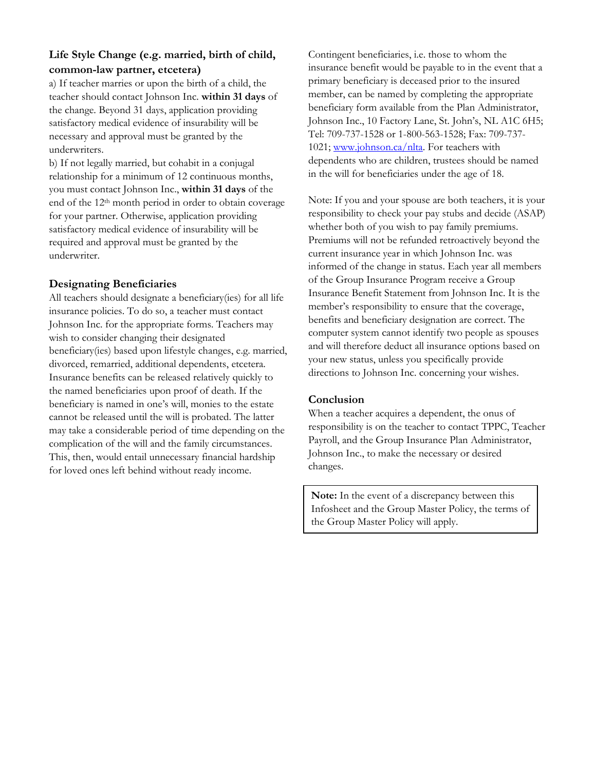### Life Style Change (e.g. married, birth of child, common-law partner, etcetera)

a) If teacher marries or upon the birth of a child, the teacher should contact Johnson Inc. **within 31 days** of the change. Beyond 31 days, application providing satisfactory medical evidence of insurability will be necessary and approval must be granted by the underwriters.

b) If not legally married, but cohabit in a conjugal relationship for a minimum of 12 continuous months, you must contact Johnson Inc., **within 31 days** of the end of the 12th month period in order to obtain coverage for your partner. Otherwise, application providing satisfactory medical evidence of insurability will be required and approval must be granted by the underwriter.

### Designating Beneficiaries

All teachers should designate a beneficiary(ies) for all life insurance policies. To do so, a teacher must contact Johnson Inc. for the appropriate forms. Teachers may wish to consider changing their designated beneficiary(ies) based upon lifestyle changes, e.g. married, divorced, remarried, additional dependents, etcetera. Insurance benefits can be released relatively quickly to the named beneficiaries upon proof of death. If the beneficiary is named in one's will, monies to the estate cannot be released until the will is probated. The latter may take a considerable period of time depending on the complication of the will and the family circumstances. This, then, would entail unnecessary financial hardship for loved ones left behind without ready income.

Contingent beneficiaries, i.e. those to whom the insurance benefit would be payable to in the event that a primary beneficiary is deceased prior to the insured member, can be named by completing the appropriate beneficiary form available from the Plan Administrator, Johnson Inc., 10 Factory Lane, St. John's, NL A1C 6H5; Tel: 709-737-1528 or 1-800-563-1528; Fax: 709-737-1021; [www.johnson.ca/nlta](www.johnson.ca/nlta). For teachers with dependents who are children, trustees should be named in the will for beneficiaries under the age of 18.

Note: If you and your spouse are both teachers, it is your responsibility to check your pay stubs and decide (ASAP) whether both of you wish to pay family premiums. Premiums will not be refunded retroactively beyond the current insurance year in which Johnson Inc. was informed of the change in status. Each year all members of the Group Insurance Program receive a Group Insurance Benefit Statement from Johnson Inc. It is the member's responsibility to ensure that the coverage, benefits and beneficiary designation are correct. The computer system cannot identify two people as spouses and will therefore deduct all insurance options based on your new status, unless you specifically provide directions to Johnson Inc. concerning your wishes.

### Conclusion

When a teacher acquires a dependent, the onus of responsibility is on the teacher to contact TPPC, Teacher Payroll, and the Group Insurance Plan Administrator, Johnson Inc., to make the necessary or desired changes.

**Note:** In the event of a discrepancy between this Infosheet and the Group Master Policy, the terms of the Group Master Policy will apply.